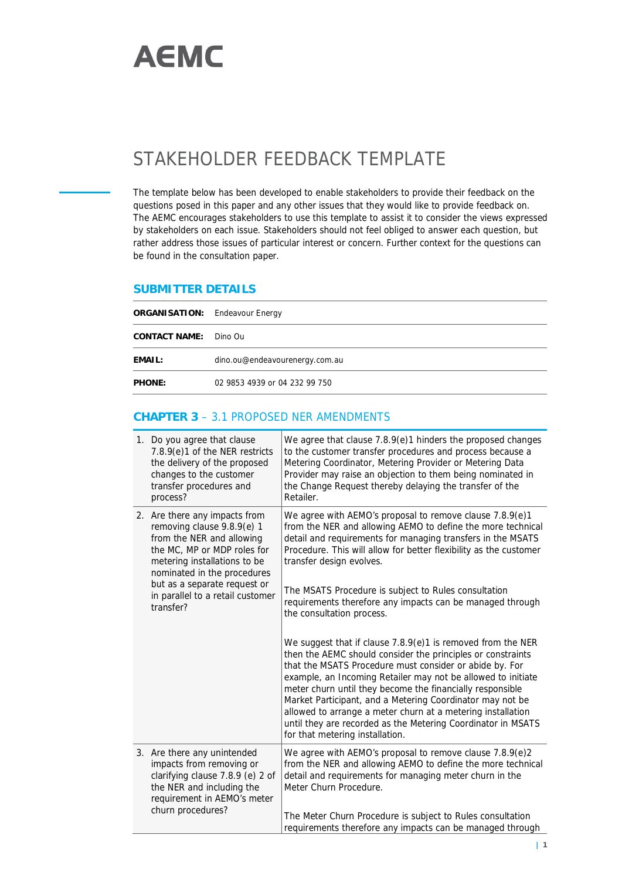# AEMC

## STAKEHOLDER FEEDBACK TEMPLATE

The template below has been developed to enable stakeholders to provide their feedback on the questions posed in this paper and any other issues that they would like to provide feedback on. The AEMC encourages stakeholders to use this template to assist it to consider the views expressed by stakeholders on each issue. Stakeholders should not feel obliged to answer each question, but rather address those issues of particular interest or concern. Further context for the questions can be found in the consultation paper.

### SUBMITTER DETAILS

| | |
|---|---|
| **ORGANISATION:** | Endeavour Energy |
| **CONTACT NAME:** | Dino Ou |
| **EMAIL:** | dino.ou@endeavourenergy.com.au |
| **PHONE:** | 02 9853 4939 or 04 232 99 750 |

### CHAPTER 3 – 3.1 PROPOSED NER AMENDMENTS

| | |
|---|---|
| 1. Do you agree that clause 7.8.9(e)1 of the NER restricts the delivery of the proposed changes to the customer transfer procedures and process? | We agree that clause 7.8.9(e)1 hinders the proposed changes to the customer transfer procedures and process because a Metering Coordinator, Metering Provider or Metering Data Provider may raise an objection to them being nominated in the Change Request thereby delaying the transfer of the Retailer. |
| 2. Are there any impacts from removing clause 9.8.9(e) 1 from the NER and allowing the MC, MP or MDP roles for metering installations to be nominated in the procedures but as a separate request or in parallel to a retail customer transfer? | We agree with AEMO's proposal to remove clause 7.8.9(e)1 from the NER and allowing AEMO to define the more technical detail and requirements for managing transfers in the MSATS Procedure. This will allow for better flexibility as the customer transfer design evolves.<br><br>The MSATS Procedure is subject to Rules consultation requirements therefore any impacts can be managed through the consultation process.<br><br>We suggest that if clause 7.8.9(e)1 is removed from the NER then the AEMC should consider the principles or constraints that the MSATS Procedure must consider or abide by. For example, an Incoming Retailer may not be allowed to initiate meter churn until they become the financially responsible Market Participant, and a Metering Coordinator may not be allowed to arrange a meter churn at a metering installation until they are recorded as the Metering Coordinator in MSATS for that metering installation. |
| 3. Are there any unintended impacts from removing or clarifying clause 7.8.9 (e) 2 of the NER and including the requirement in AEMO's meter churn procedures? | We agree with AEMO's proposal to remove clause 7.8.9(e)2 from the NER and allowing AEMO to define the more technical detail and requirements for managing meter churn in the Meter Churn Procedure.<br><br>The Meter Churn Procedure is subject to Rules consultation requirements therefore any impacts can be managed through |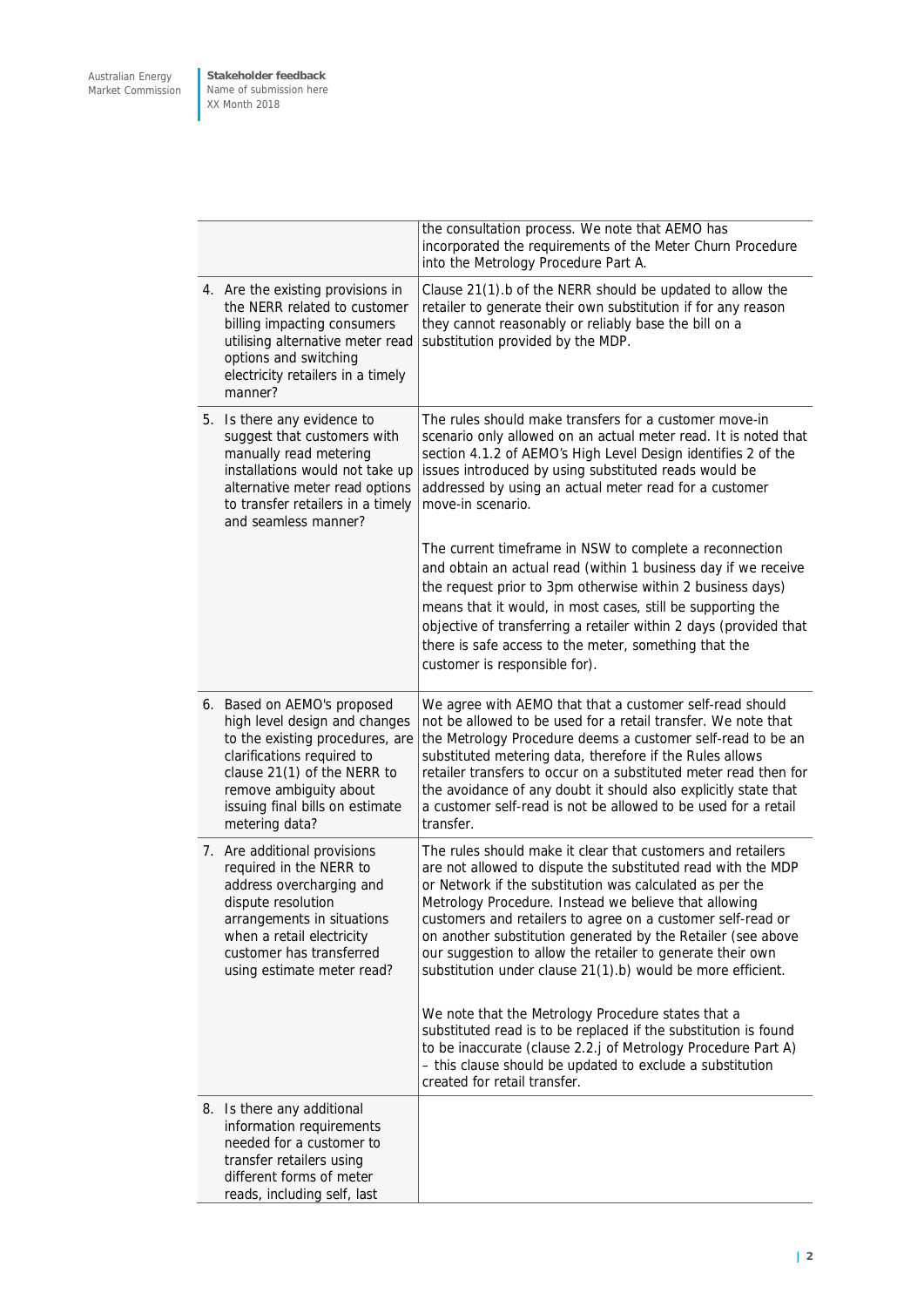| | |
|---|---|
| | the consultation process. We note that AEMO has incorporated the requirements of the Meter Churn Procedure into the Metrology Procedure Part A. |
| 4. Are the existing provisions in the NERR related to customer billing impacting consumers utilising alternative meter read options and switching electricity retailers in a timely manner? | Clause 21(1).b of the NERR should be updated to allow the retailer to generate their own substitution if for any reason they cannot reasonably or reliably base the bill on a substitution provided by the MDP. |
| 5. Is there any evidence to suggest that customers with manually read metering installations would not take up alternative meter read options to transfer retailers in a timely and seamless manner? | The rules should make transfers for a customer move-in scenario only allowed on an actual meter read. It is noted that section 4.1.2 of AEMO's High Level Design identifies 2 of the issues introduced by using substituted reads would be addressed by using an actual meter read for a customer move-in scenario.<br><br>The current timeframe in NSW to complete a reconnection and obtain an actual read (within 1 business day if we receive the request prior to 3pm otherwise within 2 business days) means that it would, in most cases, still be supporting the objective of transferring a retailer within 2 days (provided that there is safe access to the meter, something that the customer is responsible for). |
| 6. Based on AEMO's proposed high level design and changes to the existing procedures, are clarifications required to clause 21(1) of the NERR to remove ambiguity about issuing final bills on estimate metering data? | We agree with AEMO that that a customer self-read should not be allowed to be used for a retail transfer. We note that the Metrology Procedure deems a customer self-read to be an substituted metering data, therefore if the Rules allows retailer transfers to occur on a substituted meter read then for the avoidance of any doubt it should also explicitly state that a customer self-read is not be allowed to be used for a retail transfer. |
| 7. Are additional provisions required in the NERR to address overcharging and dispute resolution arrangements in situations when a retail electricity customer has transferred using estimate meter read? | The rules should make it clear that customers and retailers are not allowed to dispute the substituted read with the MDP or Network if the substitution was calculated as per the Metrology Procedure. Instead we believe that allowing customers and retailers to agree on a customer self-read or on another substitution generated by the Retailer (see above our suggestion to allow the retailer to generate their own substitution under clause 21(1).b) would be more efficient.<br><br>We note that the Metrology Procedure states that a substituted read is to be replaced if the substitution is found to be inaccurate (clause 2.2.j of Metrology Procedure Part A) – this clause should be updated to exclude a substitution created for retail transfer. |
| 8. Is there any additional information requirements needed for a customer to transfer retailers using different forms of meter reads, including self, last | |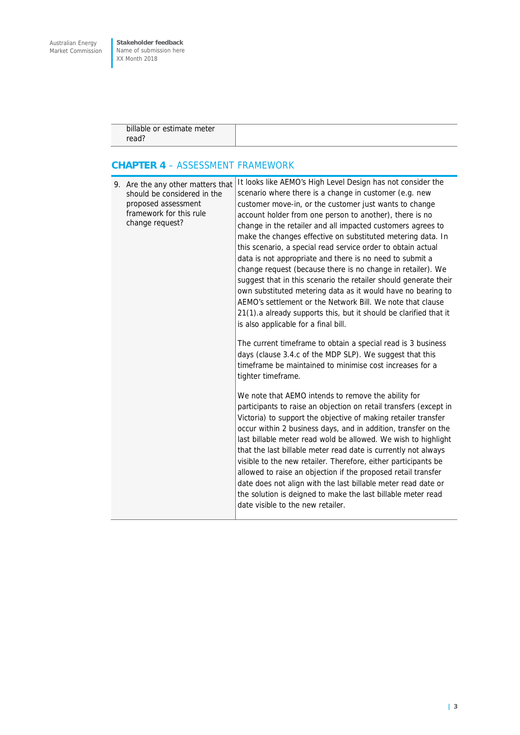| | |
|---|---|
| billable or estimate meter read? | |

## CHAPTER 4 – ASSESSMENT FRAMEWORK

| | |
|---|---|
| 9. Are the any other matters that should be considered in the proposed assessment framework for this rule change request? | It looks like AEMO's High Level Design has not consider the scenario where there is a change in customer (e.g. new customer move-in, or the customer just wants to change account holder from one person to another), there is no change in the retailer and all impacted customers agrees to make the changes effective on substituted metering data. In this scenario, a special read service order to obtain actual data is not appropriate and there is no need to submit a change request (because there is no change in retailer). We suggest that in this scenario the retailer should generate their own substituted metering data as it would have no bearing to AEMO's settlement or the Network Bill. We note that clause 21(1).a already supports this, but it should be clarified that it is also applicable for a final bill.<br><br>The current timeframe to obtain a special read is 3 business days (clause 3.4.c of the MDP SLP). We suggest that this timeframe be maintained to minimise cost increases for a tighter timeframe.<br><br>We note that AEMO intends to remove the ability for participants to raise an objection on retail transfers (except in Victoria) to support the objective of making retailer transfer occur within 2 business days, and in addition, transfer on the last billable meter read wold be allowed. We wish to highlight that the last billable meter read date is currently not always visible to the new retailer. Therefore, either participants be allowed to raise an objection if the proposed retail transfer date does not align with the last billable meter read date or the solution is deigned to make the last billable meter read date visible to the new retailer. |